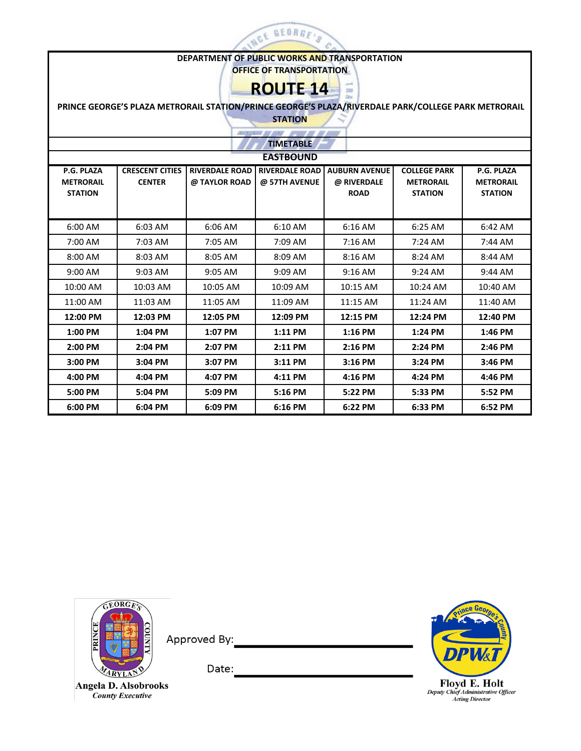**DEPARTMENT OF PUBLIC WORKS AND TRANSPORTATION**

**OFFICE OF TRANSPORTATION**

# ROUTE 14

**PRINCE GEORGE'S PLAZA METRORAIL STATION/PRINCE GEORGE'S PLAZA/RIVERDALE PARK/COLLEGE PARK METRORAIL STATION**

**TIMETABLE**

**EASTBOUND**

| P.G. PLAZA METRORAIL STATION | CRESCENT CITIES CENTER | RIVERDALE ROAD @ TAYLOR ROAD | RIVERDALE ROAD @ 57TH AVENUE | AUBURN AVENUE @ RIVERDALE ROAD | COLLEGE PARK METRORAIL STATION | P.G. PLAZA METRORAIL STATION |
|---|---|---|---|---|---|---|
| 6:00 AM | 6:03 AM | 6:06 AM | 6:10 AM | 6:16 AM | 6:25 AM | 6:42 AM |
| 7:00 AM | 7:03 AM | 7:05 AM | 7:09 AM | 7:16 AM | 7:24 AM | 7:44 AM |
| 8:00 AM | 8:03 AM | 8:05 AM | 8:09 AM | 8:16 AM | 8:24 AM | 8:44 AM |
| 9:00 AM | 9:03 AM | 9:05 AM | 9:09 AM | 9:16 AM | 9:24 AM | 9:44 AM |
| 10:00 AM | 10:03 AM | 10:05 AM | 10:09 AM | 10:15 AM | 10:24 AM | 10:40 AM |
| 11:00 AM | 11:03 AM | 11:05 AM | 11:09 AM | 11:15 AM | 11:24 AM | 11:40 AM |
| **12:00 PM** | **12:03 PM** | **12:05 PM** | **12:09 PM** | **12:15 PM** | **12:24 PM** | **12:40 PM** |
| **1:00 PM** | **1:04 PM** | **1:07 PM** | **1:11 PM** | **1:16 PM** | **1:24 PM** | **1:46 PM** |
| **2:00 PM** | **2:04 PM** | **2:07 PM** | **2:11 PM** | **2:16 PM** | **2:24 PM** | **2:46 PM** |
| **3:00 PM** | **3:04 PM** | **3:07 PM** | **3:11 PM** | **3:16 PM** | **3:24 PM** | **3:46 PM** |
| **4:00 PM** | **4:04 PM** | **4:07 PM** | **4:11 PM** | **4:16 PM** | **4:24 PM** | **4:46 PM** |
| **5:00 PM** | **5:04 PM** | **5:09 PM** | **5:16 PM** | **5:22 PM** | **5:33 PM** | **5:52 PM** |
| **6:00 PM** | **6:04 PM** | **6:09 PM** | **6:16 PM** | **6:22 PM** | **6:33 PM** | **6:52 PM** |

Approved By: ______________________

Date: ______________________

**Angela D. Alsobrooks**
*County Executive*

**Floyd E. Holt**
*Deputy Chief Administrative Officer*
*Acting Director*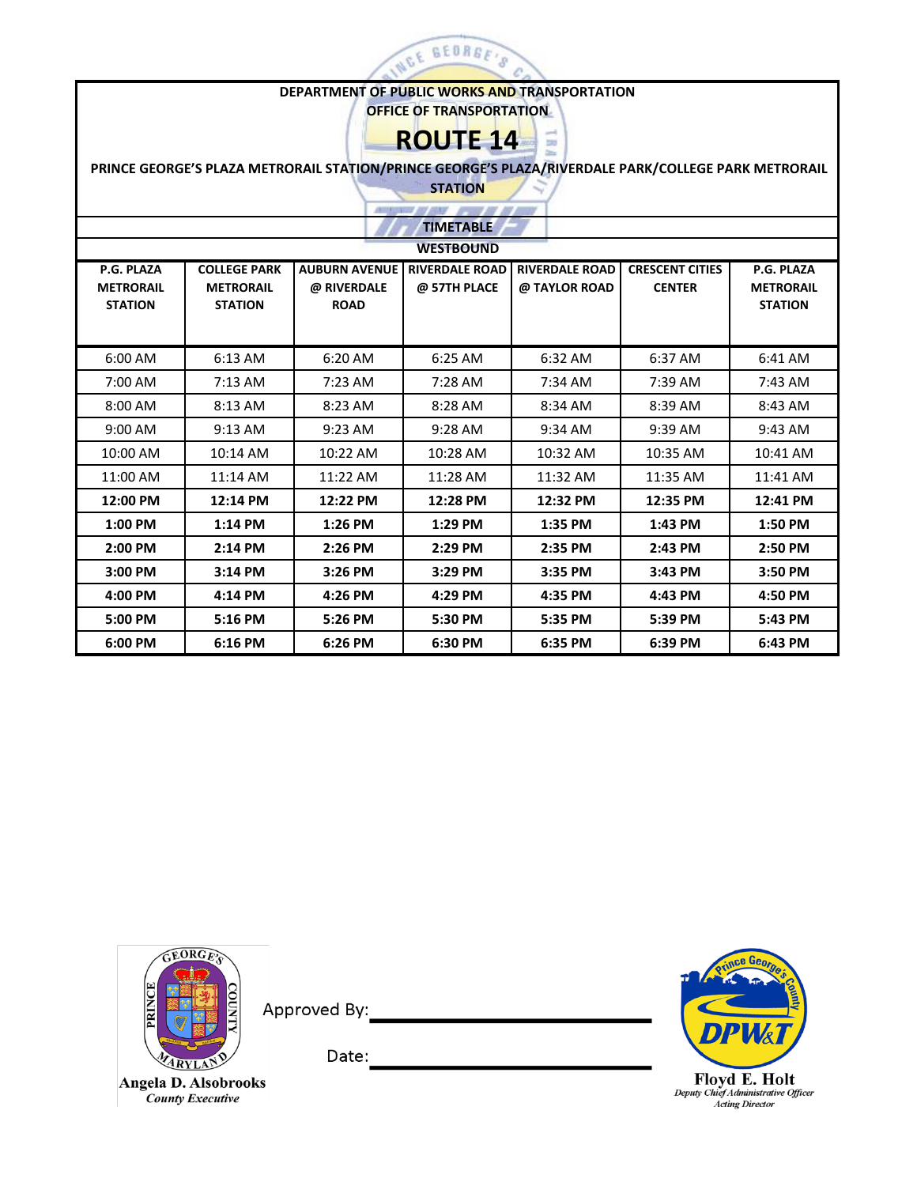**DEPARTMENT OF PUBLIC WORKS AND TRANSPORTATION**

**OFFICE OF TRANSPORTATION**

# ROUTE 14

**PRINCE GEORGE'S PLAZA METRORAIL STATION/PRINCE GEORGE'S PLAZA/RIVERDALE PARK/COLLEGE PARK METRORAIL STATION**

**TIMETABLE**

**WESTBOUND**

| P.G. PLAZA METRORAIL STATION | COLLEGE PARK METRORAIL STATION | AUBURN AVENUE @ RIVERDALE ROAD | RIVERDALE ROAD @ 57TH PLACE | RIVERDALE ROAD @ TAYLOR ROAD | CRESCENT CITIES CENTER | P.G. PLAZA METRORAIL STATION |
|---|---|---|---|---|---|---|
| 6:00 AM | 6:13 AM | 6:20 AM | 6:25 AM | 6:32 AM | 6:37 AM | 6:41 AM |
| 7:00 AM | 7:13 AM | 7:23 AM | 7:28 AM | 7:34 AM | 7:39 AM | 7:43 AM |
| 8:00 AM | 8:13 AM | 8:23 AM | 8:28 AM | 8:34 AM | 8:39 AM | 8:43 AM |
| 9:00 AM | 9:13 AM | 9:23 AM | 9:28 AM | 9:34 AM | 9:39 AM | 9:43 AM |
| 10:00 AM | 10:14 AM | 10:22 AM | 10:28 AM | 10:32 AM | 10:35 AM | 10:41 AM |
| 11:00 AM | 11:14 AM | 11:22 AM | 11:28 AM | 11:32 AM | 11:35 AM | 11:41 AM |
| **12:00 PM** | **12:14 PM** | **12:22 PM** | **12:28 PM** | **12:32 PM** | **12:35 PM** | **12:41 PM** |
| **1:00 PM** | **1:14 PM** | **1:26 PM** | **1:29 PM** | **1:35 PM** | **1:43 PM** | **1:50 PM** |
| **2:00 PM** | **2:14 PM** | **2:26 PM** | **2:29 PM** | **2:35 PM** | **2:43 PM** | **2:50 PM** |
| **3:00 PM** | **3:14 PM** | **3:26 PM** | **3:29 PM** | **3:35 PM** | **3:43 PM** | **3:50 PM** |
| **4:00 PM** | **4:14 PM** | **4:26 PM** | **4:29 PM** | **4:35 PM** | **4:43 PM** | **4:50 PM** |
| **5:00 PM** | **5:16 PM** | **5:26 PM** | **5:30 PM** | **5:35 PM** | **5:39 PM** | **5:43 PM** |
| **6:00 PM** | **6:16 PM** | **6:26 PM** | **6:30 PM** | **6:35 PM** | **6:39 PM** | **6:43 PM** |

**Angela D. Alsobrooks**
*County Executive*

Approved By: ______________________

Date: ______________________

**Floyd E. Holt**
*Deputy Chief Administrative Officer*
*Acting Director*